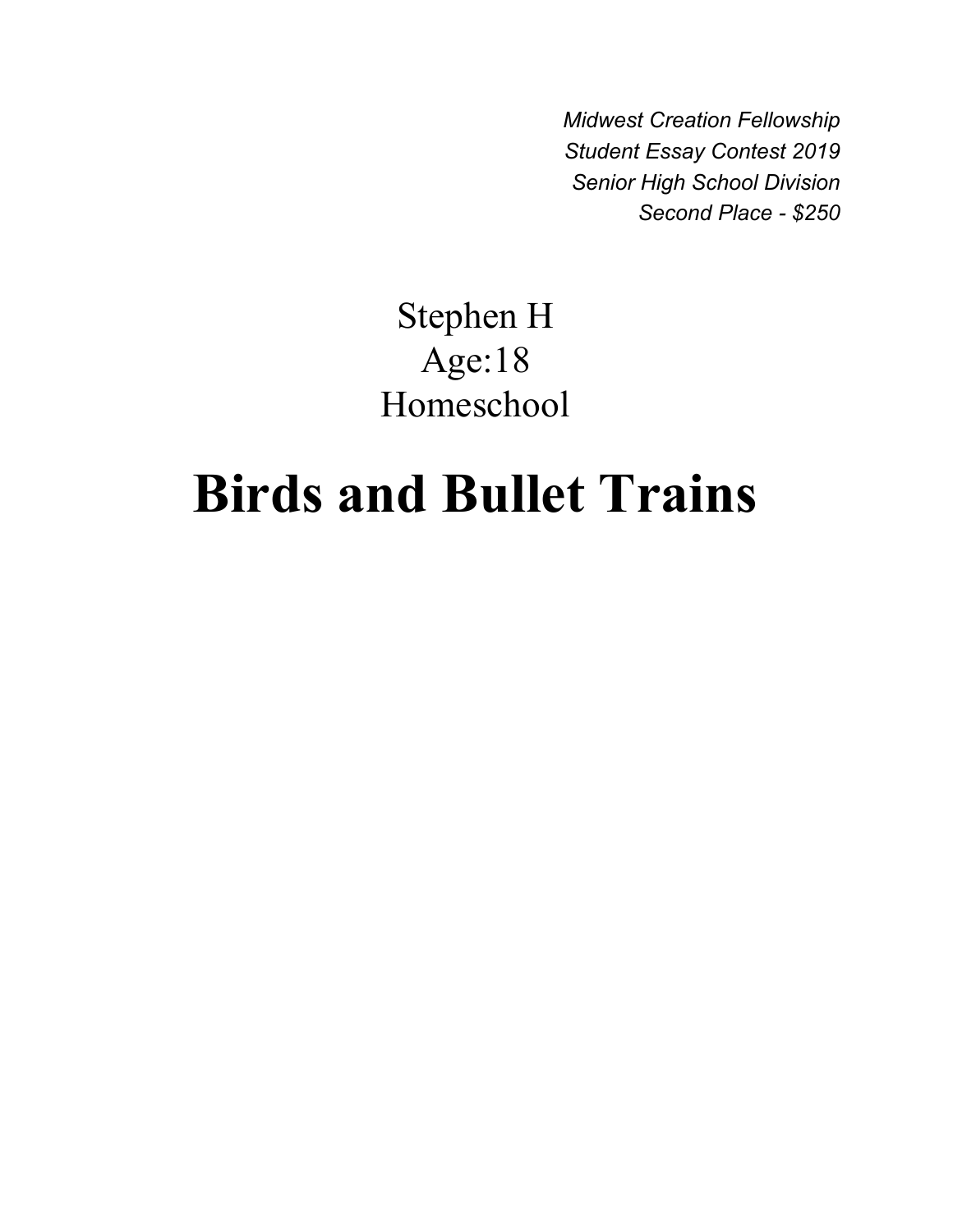*Midwest Creation Fellowship*
*Student Essay Contest 2019*
*Senior High School Division*
*Second Place - $250*

Stephen H
Age:18
Homeschool

# Birds and Bullet Trains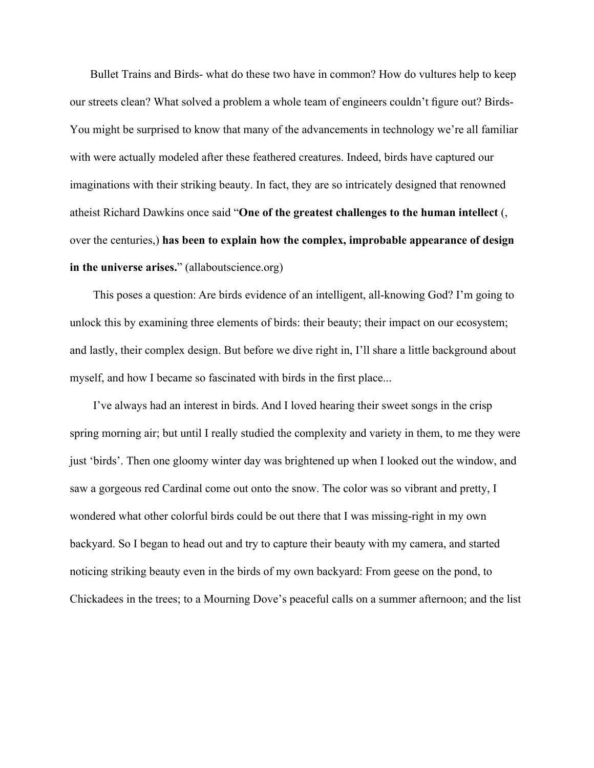Bullet Trains and Birds- what do these two have in common? How do vultures help to keep our streets clean? What solved a problem a whole team of engineers couldn't figure out? Birds- You might be surprised to know that many of the advancements in technology we're all familiar with were actually modeled after these feathered creatures. Indeed, birds have captured our imaginations with their striking beauty. In fact, they are so intricately designed that renowned atheist Richard Dawkins once said "**One of the greatest challenges to the human intellect** (, over the centuries,) **has been to explain how the complex, improbable appearance of design in the universe arises.**" (allaboutscience.org)

This poses a question: Are birds evidence of an intelligent, all-knowing God? I'm going to unlock this by examining three elements of birds: their beauty; their impact on our ecosystem; and lastly, their complex design. But before we dive right in, I'll share a little background about myself, and how I became so fascinated with birds in the first place...

I've always had an interest in birds. And I loved hearing their sweet songs in the crisp spring morning air; but until I really studied the complexity and variety in them, to me they were just 'birds'. Then one gloomy winter day was brightened up when I looked out the window, and saw a gorgeous red Cardinal come out onto the snow. The color was so vibrant and pretty, I wondered what other colorful birds could be out there that I was missing-right in my own backyard. So I began to head out and try to capture their beauty with my camera, and started noticing striking beauty even in the birds of my own backyard: From geese on the pond, to Chickadees in the trees; to a Mourning Dove's peaceful calls on a summer afternoon; and the list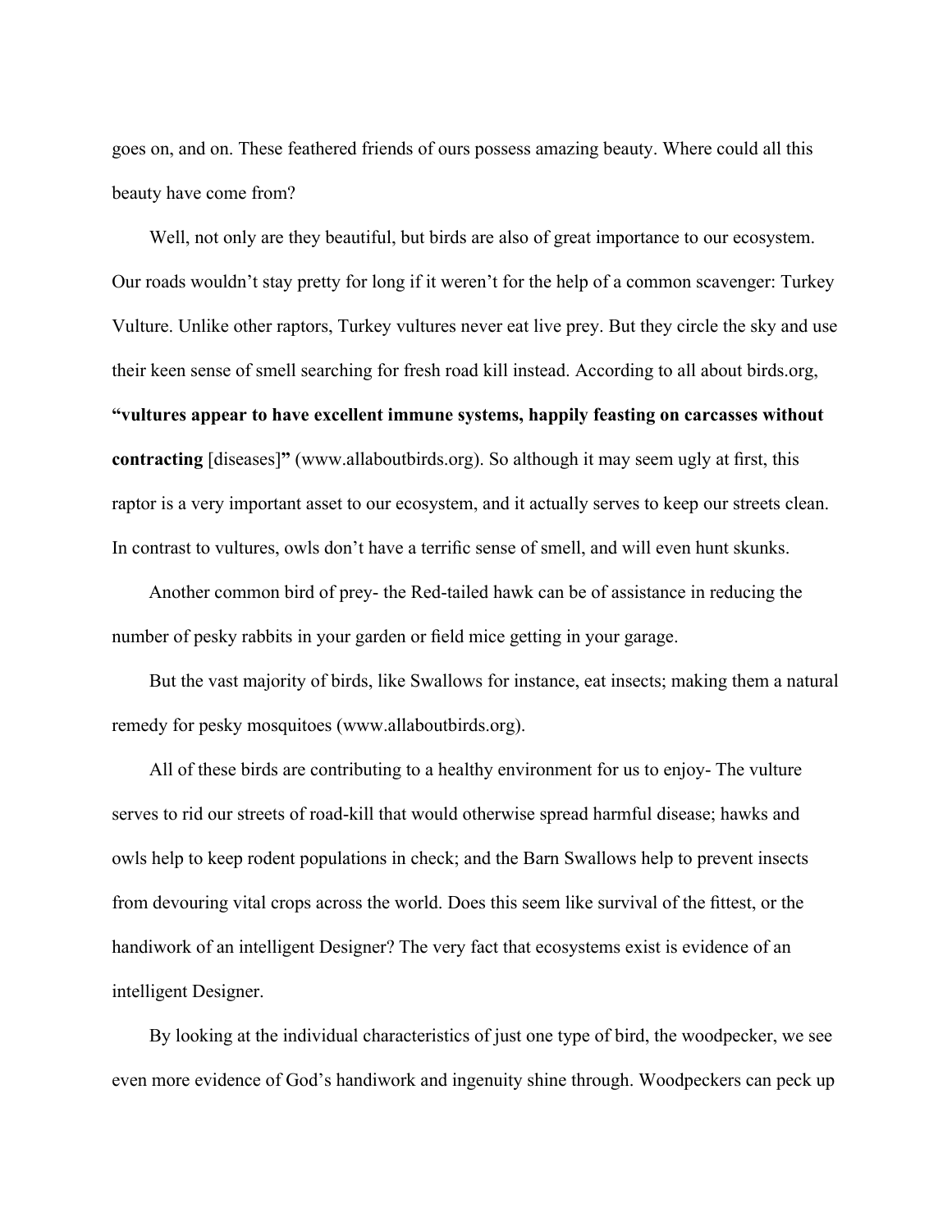goes on, and on. These feathered friends of ours possess amazing beauty. Where could all this beauty have come from?

Well, not only are they beautiful, but birds are also of great importance to our ecosystem. Our roads wouldn't stay pretty for long if it weren't for the help of a common scavenger: Turkey Vulture. Unlike other raptors, Turkey vultures never eat live prey. But they circle the sky and use their keen sense of smell searching for fresh road kill instead. According to all about birds.org, **"vultures appear to have excellent immune systems, happily feasting on carcasses without contracting** [diseases]**"** (www.allaboutbirds.org). So although it may seem ugly at first, this raptor is a very important asset to our ecosystem, and it actually serves to keep our streets clean. In contrast to vultures, owls don't have a terrific sense of smell, and will even hunt skunks.

Another common bird of prey- the Red-tailed hawk can be of assistance in reducing the number of pesky rabbits in your garden or field mice getting in your garage.

But the vast majority of birds, like Swallows for instance, eat insects; making them a natural remedy for pesky mosquitoes (www.allaboutbirds.org).

All of these birds are contributing to a healthy environment for us to enjoy- The vulture serves to rid our streets of road-kill that would otherwise spread harmful disease; hawks and owls help to keep rodent populations in check; and the Barn Swallows help to prevent insects from devouring vital crops across the world. Does this seem like survival of the fittest, or the handiwork of an intelligent Designer? The very fact that ecosystems exist is evidence of an intelligent Designer.

By looking at the individual characteristics of just one type of bird, the woodpecker, we see even more evidence of God's handiwork and ingenuity shine through. Woodpeckers can peck up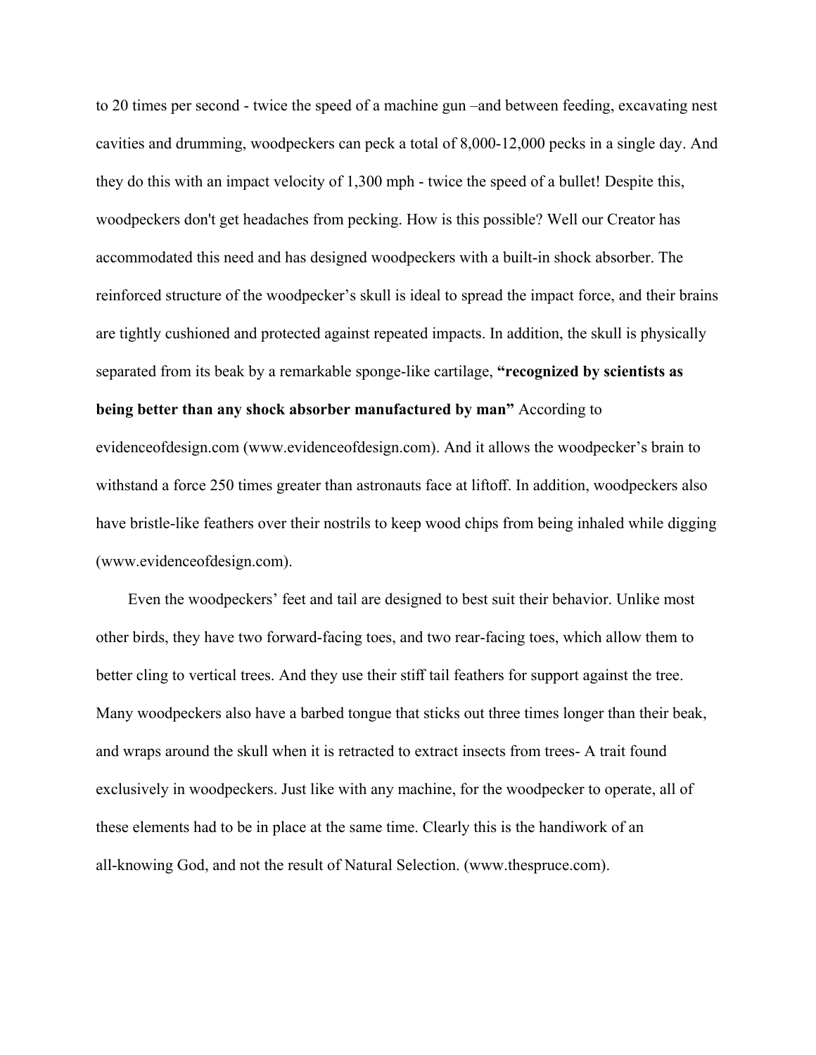to 20 times per second - twice the speed of a machine gun –and between feeding, excavating nest cavities and drumming, woodpeckers can peck a total of 8,000-12,000 pecks in a single day. And they do this with an impact velocity of 1,300 mph - twice the speed of a bullet! Despite this, woodpeckers don't get headaches from pecking. How is this possible? Well our Creator has accommodated this need and has designed woodpeckers with a built-in shock absorber. The reinforced structure of the woodpecker's skull is ideal to spread the impact force, and their brains are tightly cushioned and protected against repeated impacts. In addition, the skull is physically separated from its beak by a remarkable sponge-like cartilage, **"recognized by scientists as being better than any shock absorber manufactured by man"** According to evidenceofdesign.com (www.evidenceofdesign.com). And it allows the woodpecker's brain to withstand a force 250 times greater than astronauts face at liftoff. In addition, woodpeckers also have bristle-like feathers over their nostrils to keep wood chips from being inhaled while digging (www.evidenceofdesign.com).

Even the woodpeckers' feet and tail are designed to best suit their behavior. Unlike most other birds, they have two forward-facing toes, and two rear-facing toes, which allow them to better cling to vertical trees. And they use their stiff tail feathers for support against the tree. Many woodpeckers also have a barbed tongue that sticks out three times longer than their beak, and wraps around the skull when it is retracted to extract insects from trees- A trait found exclusively in woodpeckers. Just like with any machine, for the woodpecker to operate, all of these elements had to be in place at the same time. Clearly this is the handiwork of an all-knowing God, and not the result of Natural Selection. (www.thespruce.com).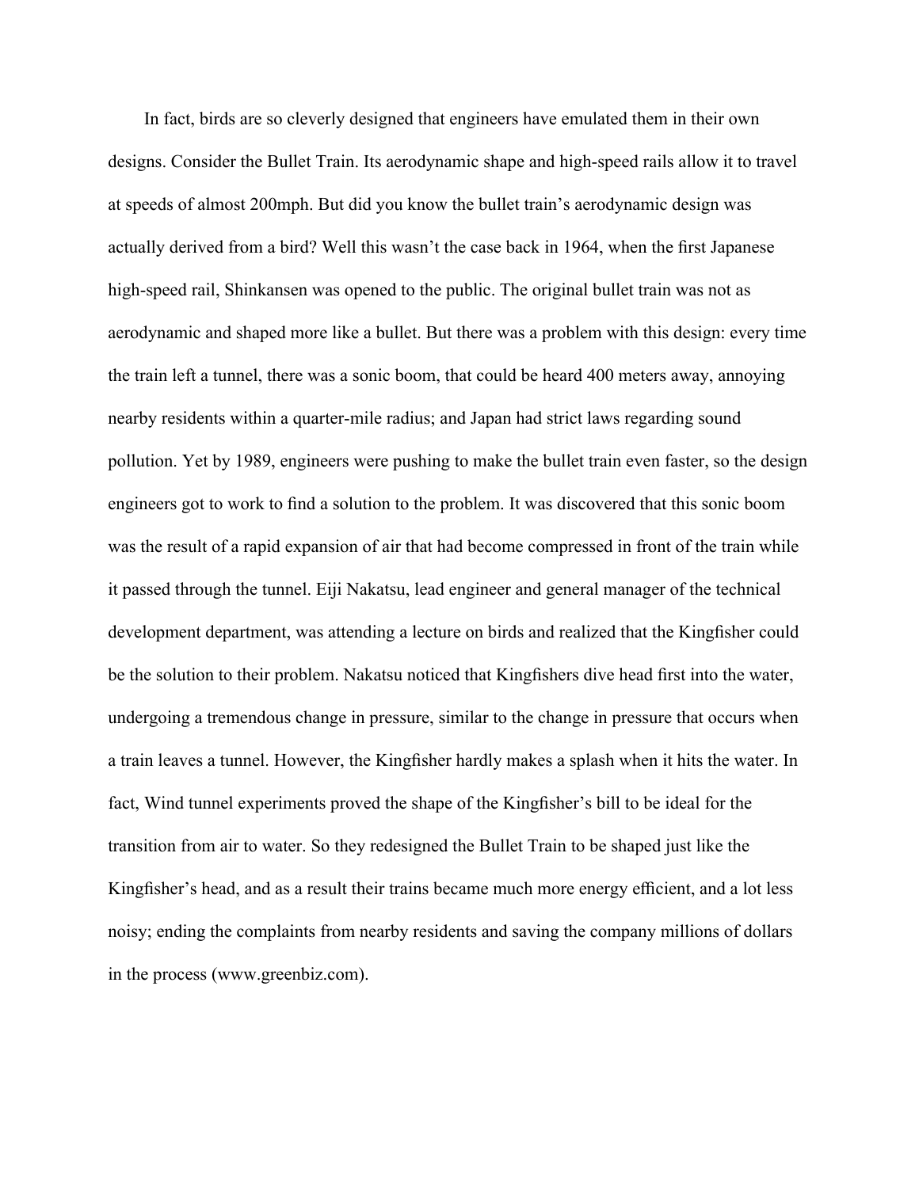In fact, birds are so cleverly designed that engineers have emulated them in their own designs. Consider the Bullet Train. Its aerodynamic shape and high-speed rails allow it to travel at speeds of almost 200mph. But did you know the bullet train's aerodynamic design was actually derived from a bird? Well this wasn't the case back in 1964, when the first Japanese high-speed rail, Shinkansen was opened to the public. The original bullet train was not as aerodynamic and shaped more like a bullet. But there was a problem with this design: every time the train left a tunnel, there was a sonic boom, that could be heard 400 meters away, annoying nearby residents within a quarter-mile radius; and Japan had strict laws regarding sound pollution. Yet by 1989, engineers were pushing to make the bullet train even faster, so the design engineers got to work to find a solution to the problem. It was discovered that this sonic boom was the result of a rapid expansion of air that had become compressed in front of the train while it passed through the tunnel. Eiji Nakatsu, lead engineer and general manager of the technical development department, was attending a lecture on birds and realized that the Kingfisher could be the solution to their problem. Nakatsu noticed that Kingfishers dive head first into the water, undergoing a tremendous change in pressure, similar to the change in pressure that occurs when a train leaves a tunnel. However, the Kingfisher hardly makes a splash when it hits the water. In fact, Wind tunnel experiments proved the shape of the Kingfisher's bill to be ideal for the transition from air to water. So they redesigned the Bullet Train to be shaped just like the Kingfisher's head, and as a result their trains became much more energy efficient, and a lot less noisy; ending the complaints from nearby residents and saving the company millions of dollars in the process (www.greenbiz.com).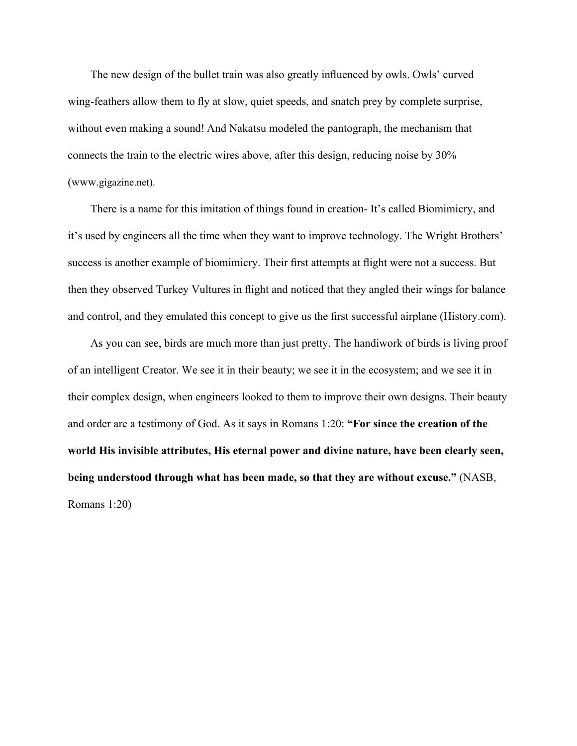The new design of the bullet train was also greatly influenced by owls. Owls' curved wing-feathers allow them to fly at slow, quiet speeds, and snatch prey by complete surprise, without even making a sound! And Nakatsu modeled the pantograph, the mechanism that connects the train to the electric wires above, after this design, reducing noise by 30% (www.gigazine.net).

There is a name for this imitation of things found in creation- It's called Biomimicry, and it's used by engineers all the time when they want to improve technology. The Wright Brothers' success is another example of biomimicry. Their first attempts at flight were not a success. But then they observed Turkey Vultures in flight and noticed that they angled their wings for balance and control, and they emulated this concept to give us the first successful airplane (History.com).

As you can see, birds are much more than just pretty. The handiwork of birds is living proof of an intelligent Creator. We see it in their beauty; we see it in the ecosystem; and we see it in their complex design, when engineers looked to them to improve their own designs. Their beauty and order are a testimony of God. As it says in Romans 1:20: **"For since the creation of the world His invisible attributes, His eternal power and divine nature, have been clearly seen, being understood through what has been made, so that they are without excuse."** (NASB, Romans 1:20)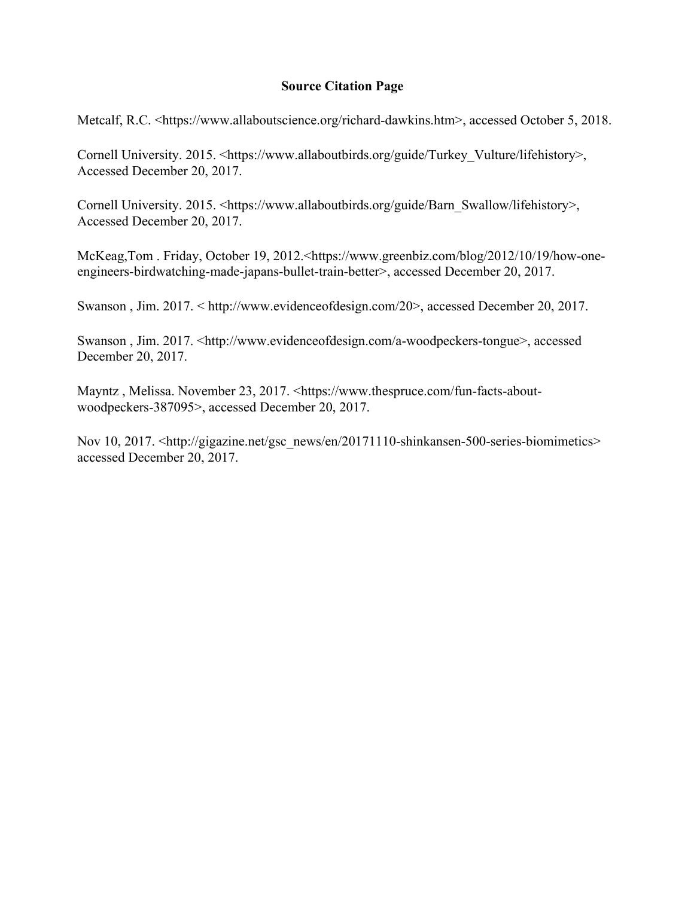**Source Citation Page**

Metcalf, R.C. <https://www.allaboutscience.org/richard-dawkins.htm>, accessed October 5, 2018.

Cornell University. 2015. <https://www.allaboutbirds.org/guide/Turkey_Vulture/lifehistory>, Accessed December 20, 2017.

Cornell University. 2015. <https://www.allaboutbirds.org/guide/Barn_Swallow/lifehistory>, Accessed December 20, 2017.

McKeag,Tom . Friday, October 19, 2012.<https://www.greenbiz.com/blog/2012/10/19/how-one-engineers-birdwatching-made-japans-bullet-train-better>, accessed December 20, 2017.

Swanson , Jim. 2017. < http://www.evidenceofdesign.com/20>, accessed December 20, 2017.

Swanson , Jim. 2017. <http://www.evidenceofdesign.com/a-woodpeckers-tongue>, accessed December 20, 2017.

Mayntz , Melissa. November 23, 2017. <https://www.thespruce.com/fun-facts-about-woodpeckers-387095>, accessed December 20, 2017.

Nov 10, 2017. <http://gigazine.net/gsc_news/en/20171110-shinkansen-500-series-biomimetics> accessed December 20, 2017.